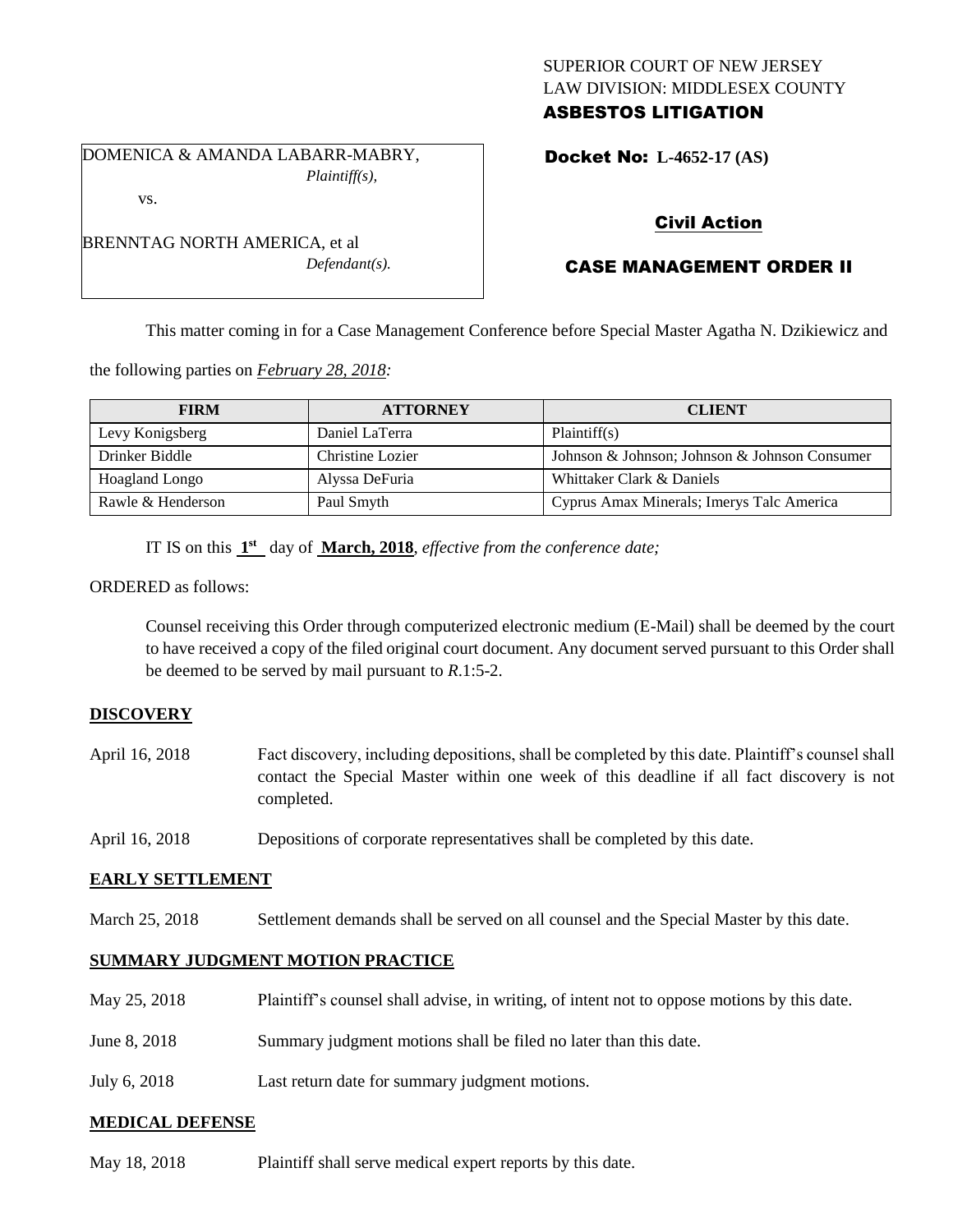SUPERIOR COURT OF NEW JERSEY
LAW DIVISION: MIDDLESEX COUNTY
**ASBESTOS LITIGATION**

DOMENICA & AMANDA LABARR-MABRY,
*Plaintiff(s),*

vs.

BRENNTAG NORTH AMERICA, et al
*Defendant(s).*

**Docket No: L-4652-17 (AS)**

**Civil Action**

**CASE MANAGEMENT ORDER II**

This matter coming in for a Case Management Conference before Special Master Agatha N. Dzikiewicz and the following parties on *February 28, 2018:*

| FIRM | ATTORNEY | CLIENT |
|---|---|---|
| Levy Konigsberg | Daniel LaTerra | Plaintiff(s) |
| Drinker Biddle | Christine Lozier | Johnson & Johnson; Johnson & Johnson Consumer |
| Hoagland Longo | Alyssa DeFuria | Whittaker Clark & Daniels |
| Rawle & Henderson | Paul Smyth | Cyprus Amax Minerals; Imerys Talc America |

IT IS on this **1st** day of **March, 2018**, *effective from the conference date;*

ORDERED as follows:

Counsel receiving this Order through computerized electronic medium (E-Mail) shall be deemed by the court to have received a copy of the filed original court document. Any document served pursuant to this Order shall be deemed to be served by mail pursuant to *R*.1:5-2.

## DISCOVERY

April 16, 2018 Fact discovery, including depositions, shall be completed by this date. Plaintiff's counsel shall contact the Special Master within one week of this deadline if all fact discovery is not completed.

April 16, 2018 Depositions of corporate representatives shall be completed by this date.

## EARLY SETTLEMENT

March 25, 2018 Settlement demands shall be served on all counsel and the Special Master by this date.

## SUMMARY JUDGMENT MOTION PRACTICE

May 25, 2018 Plaintiff's counsel shall advise, in writing, of intent not to oppose motions by this date.

June 8, 2018 Summary judgment motions shall be filed no later than this date.

July 6, 2018 Last return date for summary judgment motions.

## MEDICAL DEFENSE

May 18, 2018 Plaintiff shall serve medical expert reports by this date.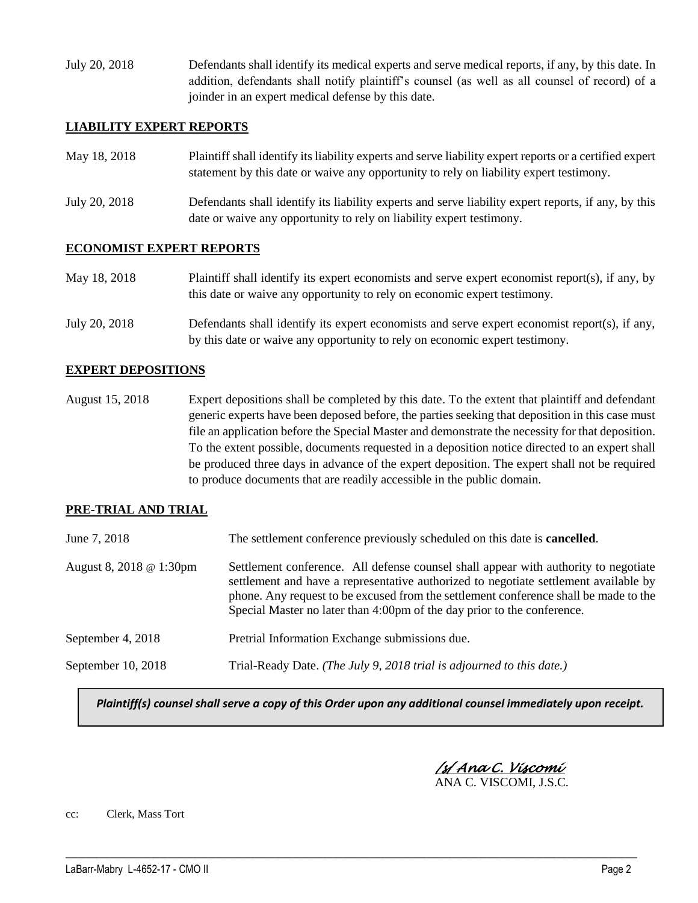| | |
|---|---|
| July 20, 2018 | Defendants shall identify its medical experts and serve medical reports, if any, by this date. In addition, defendants shall notify plaintiff's counsel (as well as all counsel of record) of a joinder in an expert medical defense by this date. |

## LIABILITY EXPERT REPORTS

| | |
|---|---|
| May 18, 2018 | Plaintiff shall identify its liability experts and serve liability expert reports or a certified expert statement by this date or waive any opportunity to rely on liability expert testimony. |
| July 20, 2018 | Defendants shall identify its liability experts and serve liability expert reports, if any, by this date or waive any opportunity to rely on liability expert testimony. |

## ECONOMIST EXPERT REPORTS

| | |
|---|---|
| May 18, 2018 | Plaintiff shall identify its expert economists and serve expert economist report(s), if any, by this date or waive any opportunity to rely on economic expert testimony. |
| July 20, 2018 | Defendants shall identify its expert economists and serve expert economist report(s), if any, by this date or waive any opportunity to rely on economic expert testimony. |

## EXPERT DEPOSITIONS

| | |
|---|---|
| August 15, 2018 | Expert depositions shall be completed by this date. To the extent that plaintiff and defendant generic experts have been deposed before, the parties seeking that deposition in this case must file an application before the Special Master and demonstrate the necessity for that deposition. To the extent possible, documents requested in a deposition notice directed to an expert shall be produced three days in advance of the expert deposition. The expert shall not be required to produce documents that are readily accessible in the public domain. |

## PRE-TRIAL AND TRIAL

| | |
|---|---|
| June 7, 2018 | The settlement conference previously scheduled on this date is **cancelled**. |
| August 8, 2018 @ 1:30pm | Settlement conference. All defense counsel shall appear with authority to negotiate settlement and have a representative authorized to negotiate settlement available by phone. Any request to be excused from the settlement conference shall be made to the Special Master no later than 4:00pm of the day prior to the conference. |
| September 4, 2018 | Pretrial Information Exchange submissions due. |
| September 10, 2018 | Trial-Ready Date. *(The July 9, 2018 trial is adjourned to this date.)* |

***Plaintiff(s) counsel shall serve a copy of this Order upon any additional counsel immediately upon receipt.***

*/s/ Ana C. Viscomi*
ANA C. VISCOMI, J.S.C.

cc: Clerk, Mass Tort